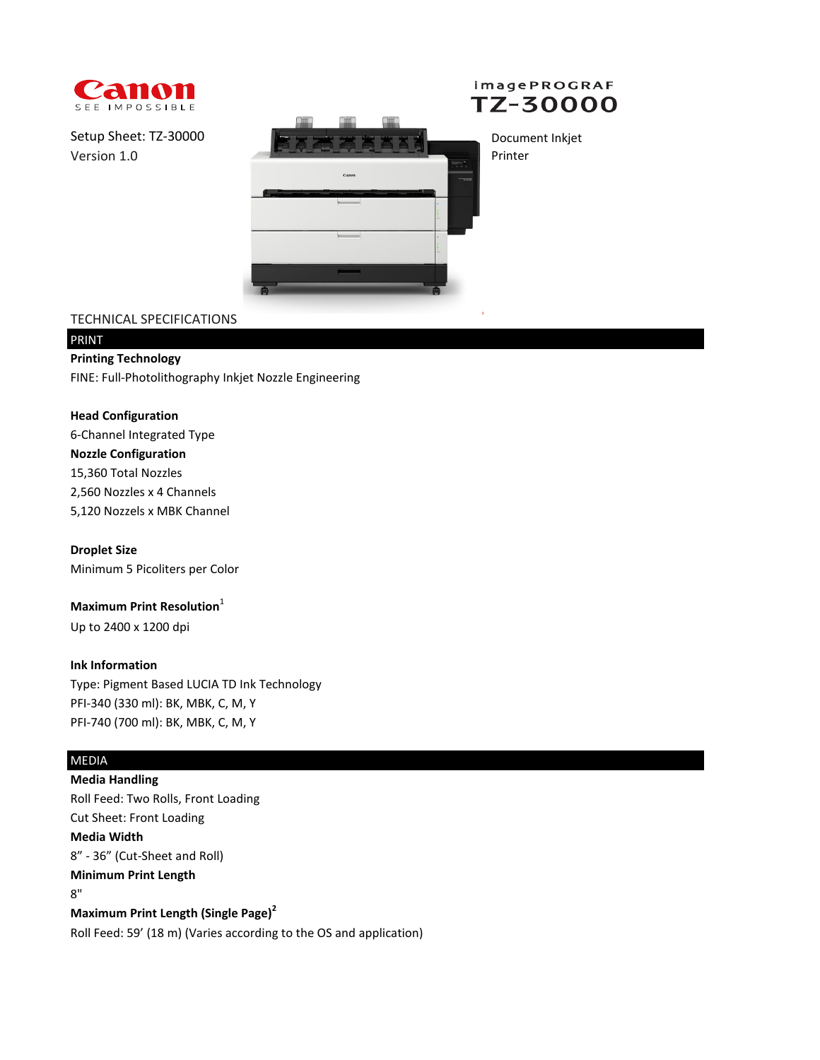Canon
SEE IMPOSSIBLE

Setup Sheet: TZ-30000
Version 1.0

imagePROGRAF
# TZ-30000

Document Inkjet Printer

## TECHNICAL SPECIFICATIONS

### PRINT

**Printing Technology**
FINE: Full-Photolithography Inkjet Nozzle Engineering

**Head Configuration**
6-Channel Integrated Type

**Nozzle Configuration**
15,360 Total Nozzles
2,560 Nozzles x 4 Channels
5,120 Nozzels x MBK Channel

**Droplet Size**
Minimum 5 Picoliters per Color

**Maximum Print Resolution**[1]
Up to 2400 x 1200 dpi

**Ink Information**
Type: Pigment Based LUCIA TD Ink Technology
PFI-340 (330 ml): BK, MBK, C, M, Y
PFI-740 (700 ml): BK, MBK, C, M, Y

### MEDIA

**Media Handling**
Roll Feed: Two Rolls, Front Loading
Cut Sheet: Front Loading

**Media Width**
8" - 36" (Cut-Sheet and Roll)

**Minimum Print Length**
8"

**Maximum Print Length (Single Page)**[2]
Roll Feed: 59' (18 m) (Varies according to the OS and application)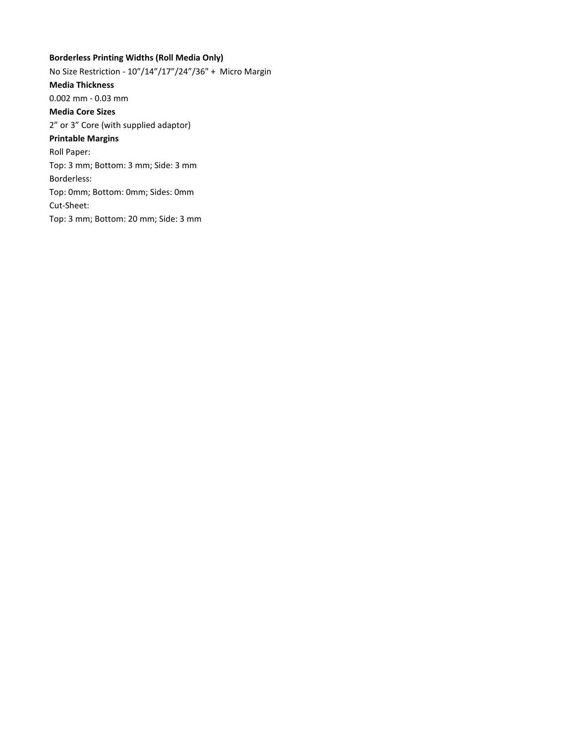**Borderless Printing Widths (Roll Media Only)**

No Size Restriction - 10”/14”/17”/24”/36" + Micro Margin

**Media Thickness**

0.002 mm - 0.03 mm

**Media Core Sizes**

2” or 3” Core (with supplied adaptor)

**Printable Margins**

Roll Paper:

Top: 3 mm; Bottom: 3 mm; Side: 3 mm

Borderless:

Top: 0mm; Bottom: 0mm; Sides: 0mm

Cut-Sheet:

Top: 3 mm; Bottom: 20 mm; Side: 3 mm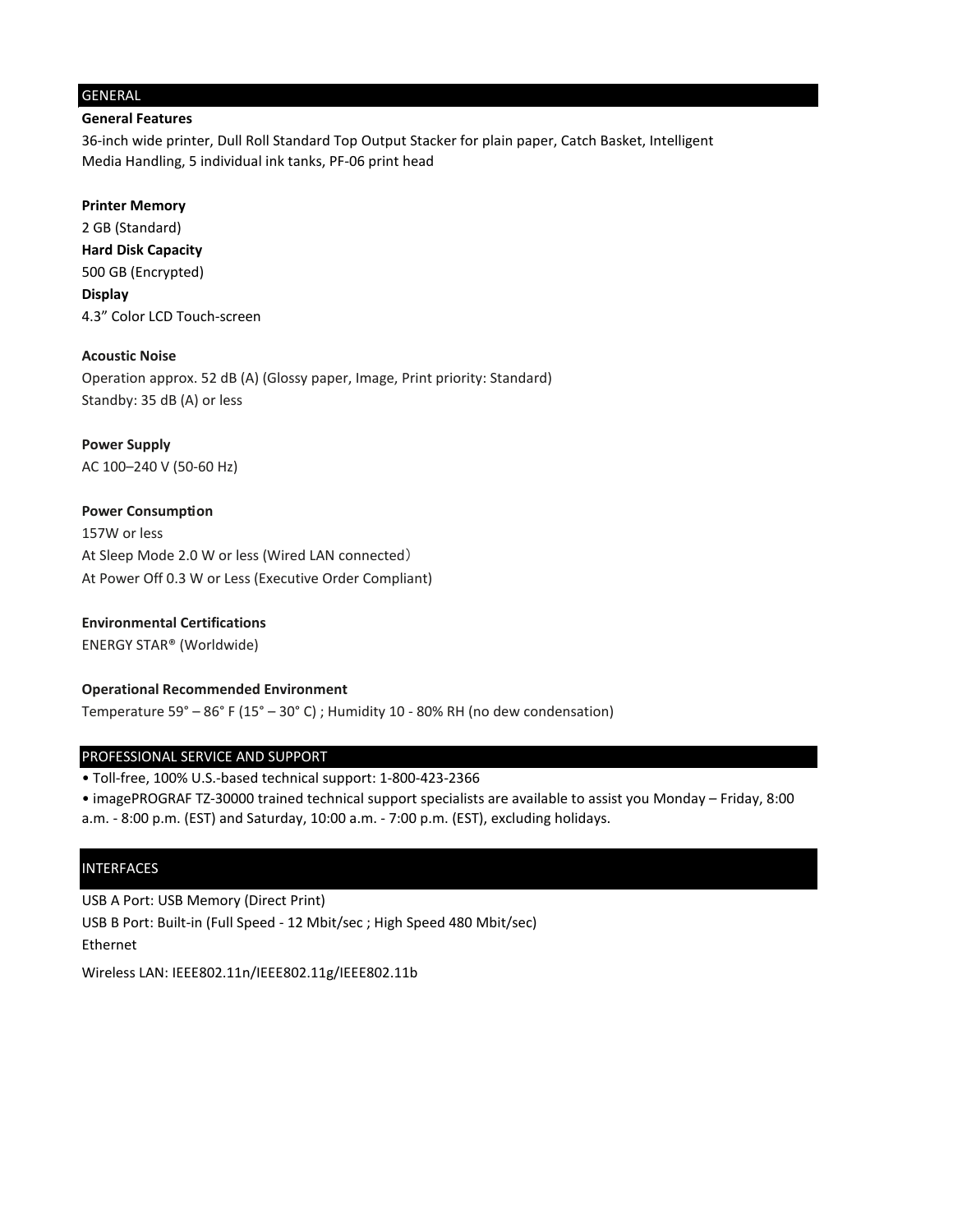## GENERAL

**General Features**

36-inch wide printer, Dull Roll Standard Top Output Stacker for plain paper, Catch Basket, Intelligent Media Handling, 5 individual ink tanks, PF-06 print head

**Printer Memory**

2 GB (Standard)

**Hard Disk Capacity**

500 GB (Encrypted)

**Display**

4.3” Color LCD Touch-screen

**Acoustic Noise**

Operation approx. 52 dB (A) (Glossy paper, Image, Print priority: Standard)
Standby: 35 dB (A) or less

**Power Supply**

AC 100–240 V (50-60 Hz)

**Power Consumption**

157W or less
At Sleep Mode 2.0 W or less (Wired LAN connected）
At Power Off 0.3 W or Less (Executive Order Compliant)

**Environmental Certifications**

ENERGY STAR® (Worldwide)

**Operational Recommended Environment**

Temperature 59° – 86° F (15° – 30° C) ; Humidity 10 - 80% RH (no dew condensation)

## PROFESSIONAL SERVICE AND SUPPORT

- Toll-free, 100% U.S.-based technical support: 1-800-423-2366
- imagePROGRAF TZ-30000 trained technical support specialists are available to assist you Monday – Friday, 8:00 a.m. - 8:00 p.m. (EST) and Saturday, 10:00 a.m. - 7:00 p.m. (EST), excluding holidays.

## INTERFACES

USB A Port: USB Memory (Direct Print)
USB B Port: Built-in (Full Speed - 12 Mbit/sec ; High Speed 480 Mbit/sec)
Ethernet
Wireless LAN: IEEE802.11n/IEEE802.11g/IEEE802.11b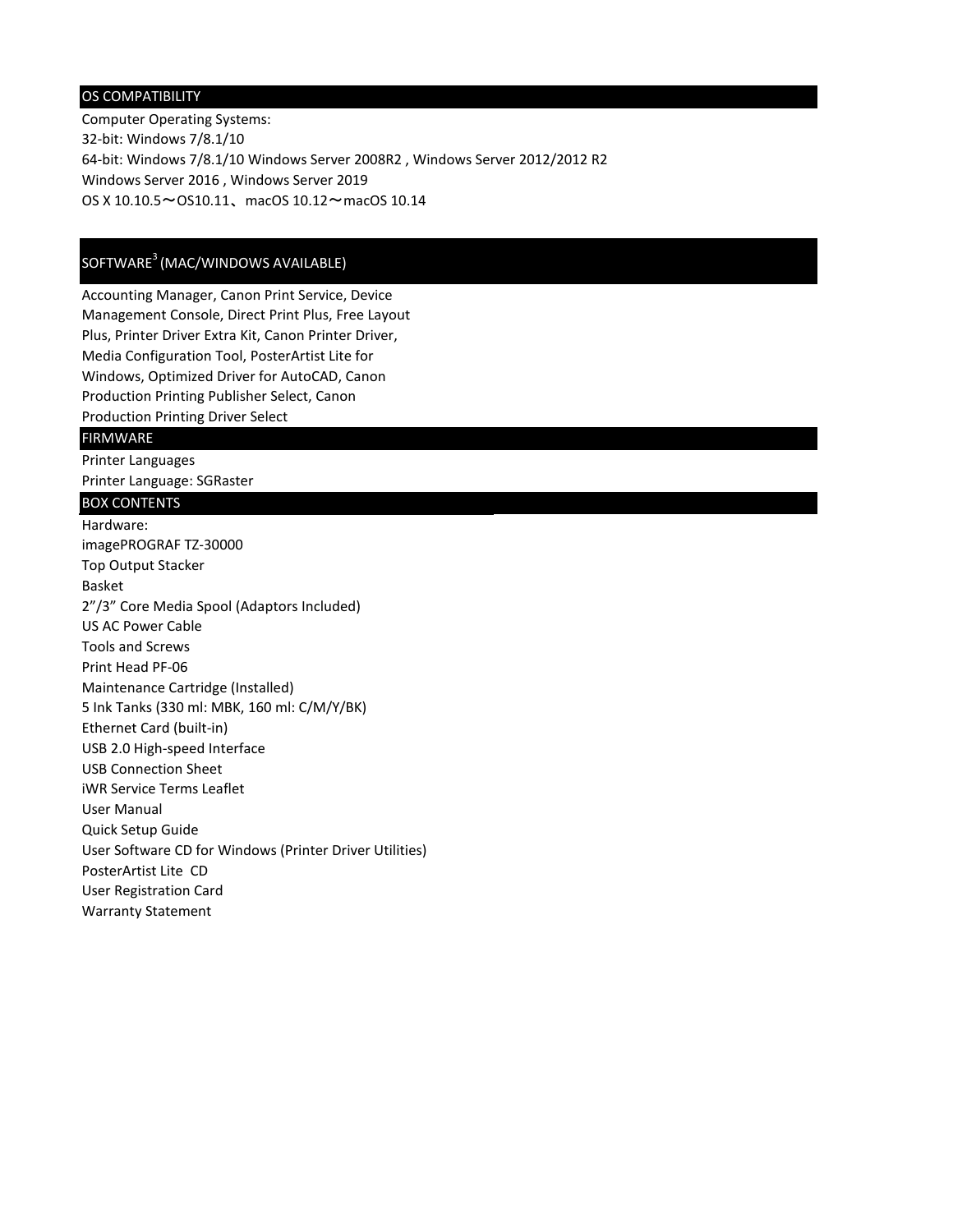## OS COMPATIBILITY

Computer Operating Systems:
32-bit: Windows 7/8.1/10
64-bit: Windows 7/8.1/10 Windows Server 2008R2 , Windows Server 2012/2012 R2
Windows Server 2016 , Windows Server 2019
OS X 10.10.5～OS10.11、macOS 10.12～macOS 10.14

## SOFTWARE[3] (MAC/WINDOWS AVAILABLE)

Accounting Manager, Canon Print Service, Device Management Console, Direct Print Plus, Free Layout Plus, Printer Driver Extra Kit, Canon Printer Driver, Media Configuration Tool, PosterArtist Lite for Windows, Optimized Driver for AutoCAD, Canon Production Printing Publisher Select, Canon Production Printing Driver Select

## FIRMWARE

Printer Languages
Printer Language: SGRaster

## BOX CONTENTS

Hardware:
imagePROGRAF TZ-30000
Top Output Stacker
Basket
2"/3" Core Media Spool (Adaptors Included)
US AC Power Cable
Tools and Screws
Print Head PF-06
Maintenance Cartridge (Installed)
5 Ink Tanks (330 ml: MBK, 160 ml: C/M/Y/BK)
Ethernet Card (built-in)
USB 2.0 High-speed Interface
USB Connection Sheet
iWR Service Terms Leaflet
User Manual
Quick Setup Guide
User Software CD for Windows (Printer Driver Utilities)
PosterArtist Lite CD
User Registration Card
Warranty Statement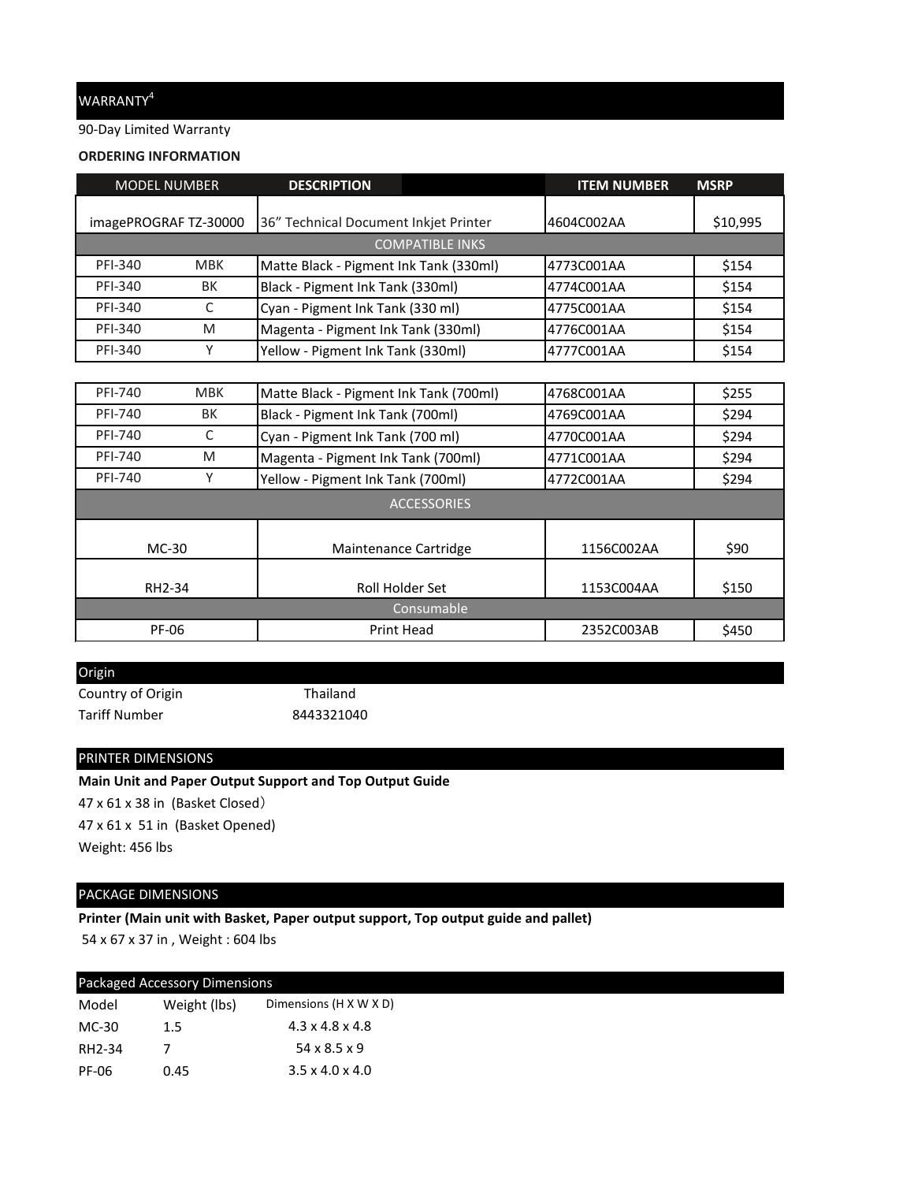## WARRANTY[4]

90-Day Limited Warranty

**ORDERING INFORMATION**

| MODEL NUMBER | | DESCRIPTION | ITEM NUMBER | MSRP |
|---|---|---|---|---|
| imagePROGRAF TZ-30000 | | 36" Technical Document Inkjet Printer | 4604C002AA | $10,995 |
| COMPATIBLE INKS | | | | |
| PFI-340 | MBK | Matte Black - Pigment Ink Tank (330ml) | 4773C001AA | $154 |
| PFI-340 | BK | Black - Pigment Ink Tank (330ml) | 4774C001AA | $154 |
| PFI-340 | C | Cyan - Pigment Ink Tank (330 ml) | 4775C001AA | $154 |
| PFI-340 | M | Magenta - Pigment Ink Tank (330ml) | 4776C001AA | $154 |
| PFI-340 | Y | Yellow - Pigment Ink Tank (330ml) | 4777C001AA | $154 |
| PFI-740 | MBK | Matte Black - Pigment Ink Tank (700ml) | 4768C001AA | $255 |
| PFI-740 | BK | Black - Pigment Ink Tank (700ml) | 4769C001AA | $294 |
| PFI-740 | C | Cyan - Pigment Ink Tank (700 ml) | 4770C001AA | $294 |
| PFI-740 | M | Magenta - Pigment Ink Tank (700ml) | 4771C001AA | $294 |
| PFI-740 | Y | Yellow - Pigment Ink Tank (700ml) | 4772C001AA | $294 |
| ACCESSORIES | | | | |
| MC-30 | | Maintenance Cartridge | 1156C002AA | $90 |
| RH2-34 | | Roll Holder Set | 1153C004AA | $150 |
| Consumable | | | | |
| PF-06 | | Print Head | 2352C003AB | $450 |

## Origin

Country of Origin: Thailand

Tariff Number: 8443321040

## PRINTER DIMENSIONS

**Main Unit and Paper Output Support and Top Output Guide**

47 x 61 x 38 in (Basket Closed)

47 x 61 x 51 in (Basket Opened)

Weight: 456 lbs

## PACKAGE DIMENSIONS

**Printer (Main unit with Basket, Paper output support, Top output guide and pallet)**

54 x 67 x 37 in , Weight : 604 lbs

## Packaged Accessory Dimensions

| Model | Weight (lbs) | Dimensions (H X W X D) |
|---|---|---|
| MC-30 | 1.5 | 4.3 x 4.8 x 4.8 |
| RH2-34 | 7 | 54 x 8.5 x 9 |
| PF-06 | 0.45 | 3.5 x 4.0 x 4.0 |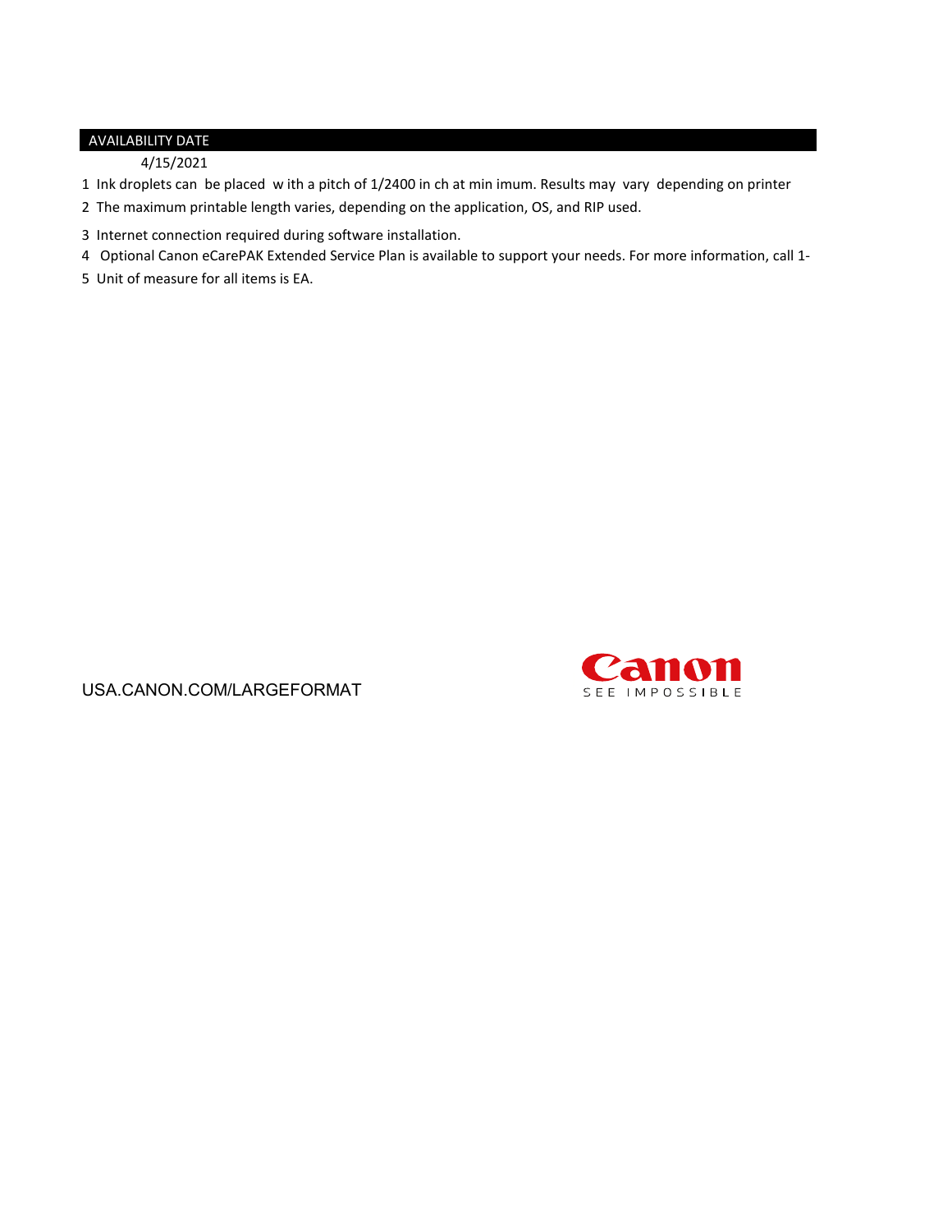## AVAILABILITY DATE

4/15/2021

1 Ink droplets can be placed w ith a pitch of 1/2400 in ch at min imum. Results may vary depending on printer

2 The maximum printable length varies, depending on the application, OS, and RIP used.

3 Internet connection required during software installation.

4 Optional Canon eCarePAK Extended Service Plan is available to support your needs. For more information, call 1-

5 Unit of measure for all items is EA.

USA.CANON.COM/LARGEFORMAT

Canon
SEE IMPOSSIBLE